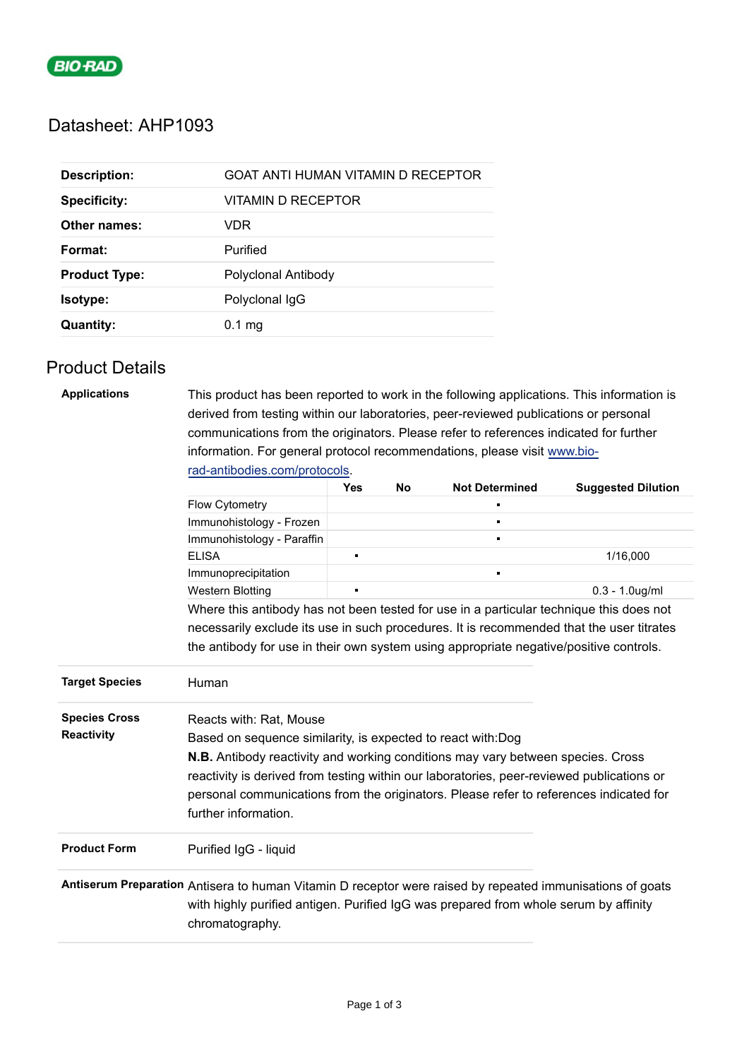# Datasheet: AHP1093

| | |
|---|---|
| **Description:** | GOAT ANTI HUMAN VITAMIN D RECEPTOR |
| **Specificity:** | VITAMIN D RECEPTOR |
| **Other names:** | VDR |
| **Format:** | Purified |
| **Product Type:** | Polyclonal Antibody |
| **Isotype:** | Polyclonal IgG |
| **Quantity:** | 0.1 mg |

## Product Details

**Applications**

This product has been reported to work in the following applications. This information is derived from testing within our laboratories, peer-reviewed publications or personal communications from the originators. Please refer to references indicated for further information. For general protocol recommendations, please visit www.bio-rad-antibodies.com/protocols.

| | Yes | No | Not Determined | Suggested Dilution |
|---|---|---|---|---|
| Flow Cytometry | | | ▪ | |
| Immunohistology - Frozen | | | ▪ | |
| Immunohistology - Paraffin | | | ▪ | |
| ELISA | ▪ | | | 1/16,000 |
| Immunoprecipitation | | | ▪ | |
| Western Blotting | ▪ | | | 0.3 - 1.0ug/ml |

Where this antibody has not been tested for use in a particular technique this does not necessarily exclude its use in such procedures. It is recommended that the user titrates the antibody for use in their own system using appropriate negative/positive controls.

**Target Species**

Human

**Species Cross Reactivity**

Reacts with: Rat, Mouse
Based on sequence similarity, is expected to react with:Dog
**N.B.** Antibody reactivity and working conditions may vary between species. Cross reactivity is derived from testing within our laboratories, peer-reviewed publications or personal communications from the originators. Please refer to references indicated for further information.

**Product Form**

Purified IgG - liquid

**Antiserum Preparation**

Antisera to human Vitamin D receptor were raised by repeated immunisations of goats with highly purified antigen. Purified IgG was prepared from whole serum by affinity chromatography.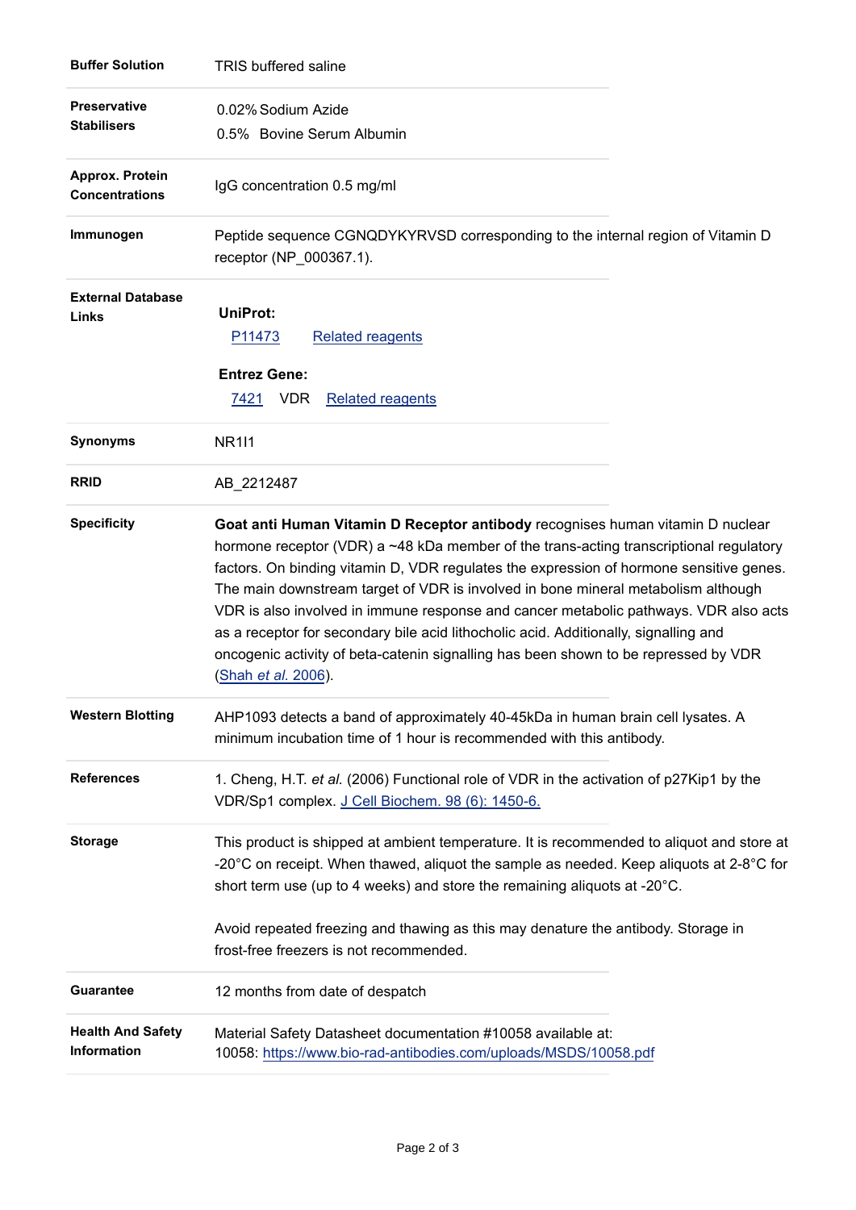| | |
|---|---|
| **Buffer Solution** | TRIS buffered saline |
| **Preservative Stabilisers** | 0.02% Sodium Azide<br>0.5% Bovine Serum Albumin |
| **Approx. Protein Concentrations** | IgG concentration 0.5 mg/ml |
| **Immunogen** | Peptide sequence CGNQDYKYRVSD corresponding to the internal region of Vitamin D receptor (NP_000367.1). |
| **External Database Links** | **UniProt:**<br>P11473 Related reagents<br>**Entrez Gene:**<br>7421 VDR Related reagents |
| **Synonyms** | NR1I1 |
| **RRID** | AB_2212487 |
| **Specificity** | **Goat anti Human Vitamin D Receptor antibody** recognises human vitamin D nuclear hormone receptor (VDR) a ~48 kDa member of the trans-acting transcriptional regulatory factors. On binding vitamin D, VDR regulates the expression of hormone sensitive genes. The main downstream target of VDR is involved in bone mineral metabolism although VDR is also involved in immune response and cancer metabolic pathways. VDR also acts as a receptor for secondary bile acid lithocholic acid. Additionally, signalling and oncogenic activity of beta-catenin signalling has been shown to be repressed by VDR (Shah *et al.* 2006). |
| **Western Blotting** | AHP1093 detects a band of approximately 40-45kDa in human brain cell lysates. A minimum incubation time of 1 hour is recommended with this antibody. |
| **References** | 1. Cheng, H.T. *et al.* (2006) Functional role of VDR in the activation of p27Kip1 by the VDR/Sp1 complex. J Cell Biochem. 98 (6): 1450-6. |
| **Storage** | This product is shipped at ambient temperature. It is recommended to aliquot and store at -20°C on receipt. When thawed, aliquot the sample as needed. Keep aliquots at 2-8°C for short term use (up to 4 weeks) and store the remaining aliquots at -20°C.<br><br>Avoid repeated freezing and thawing as this may denature the antibody. Storage in frost-free freezers is not recommended. |
| **Guarantee** | 12 months from date of despatch |
| **Health And Safety Information** | Material Safety Datasheet documentation #10058 available at:<br>10058: https://www.bio-rad-antibodies.com/uploads/MSDS/10058.pdf |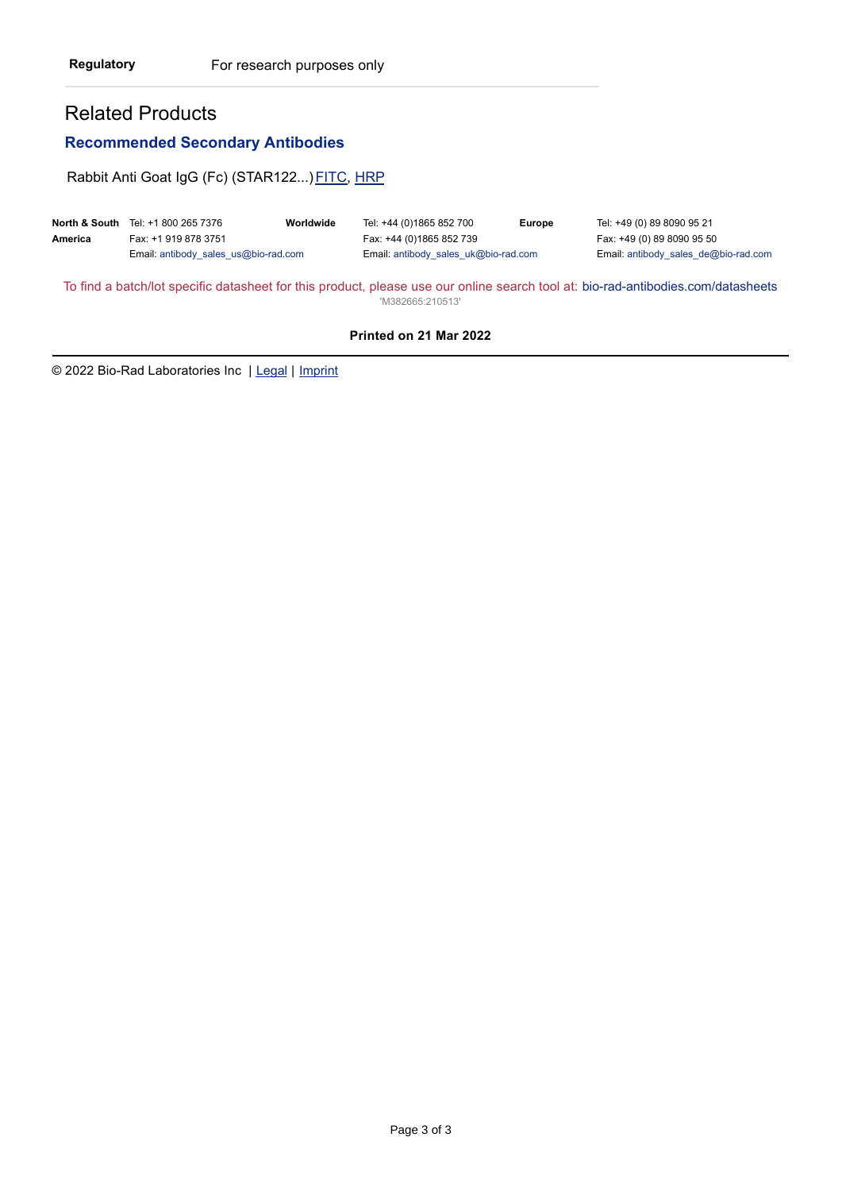| | |
|---|---|
| **Regulatory** | For research purposes only |

## Related Products

### Recommended Secondary Antibodies

Rabbit Anti Goat IgG (Fc) (STAR122...) FITC, HRP

| | | | | | |
|---|---|---|---|---|---|
| **North & South America** | Tel: +1 800 265 7376<br>Fax: +1 919 878 3751<br>Email: antibody_sales_us@bio-rad.com | **Worldwide** | Tel: +44 (0)1865 852 700<br>Fax: +44 (0)1865 852 739<br>Email: antibody_sales_uk@bio-rad.com | **Europe** | Tel: +49 (0) 89 8090 95 21<br>Fax: +49 (0) 89 8090 95 50<br>Email: antibody_sales_de@bio-rad.com |

To find a batch/lot specific datasheet for this product, please use our online search tool at: bio-rad-antibodies.com/datasheets

'M382665:210513'

**Printed on 21 Mar 2022**

© 2022 Bio-Rad Laboratories Inc | Legal | Imprint